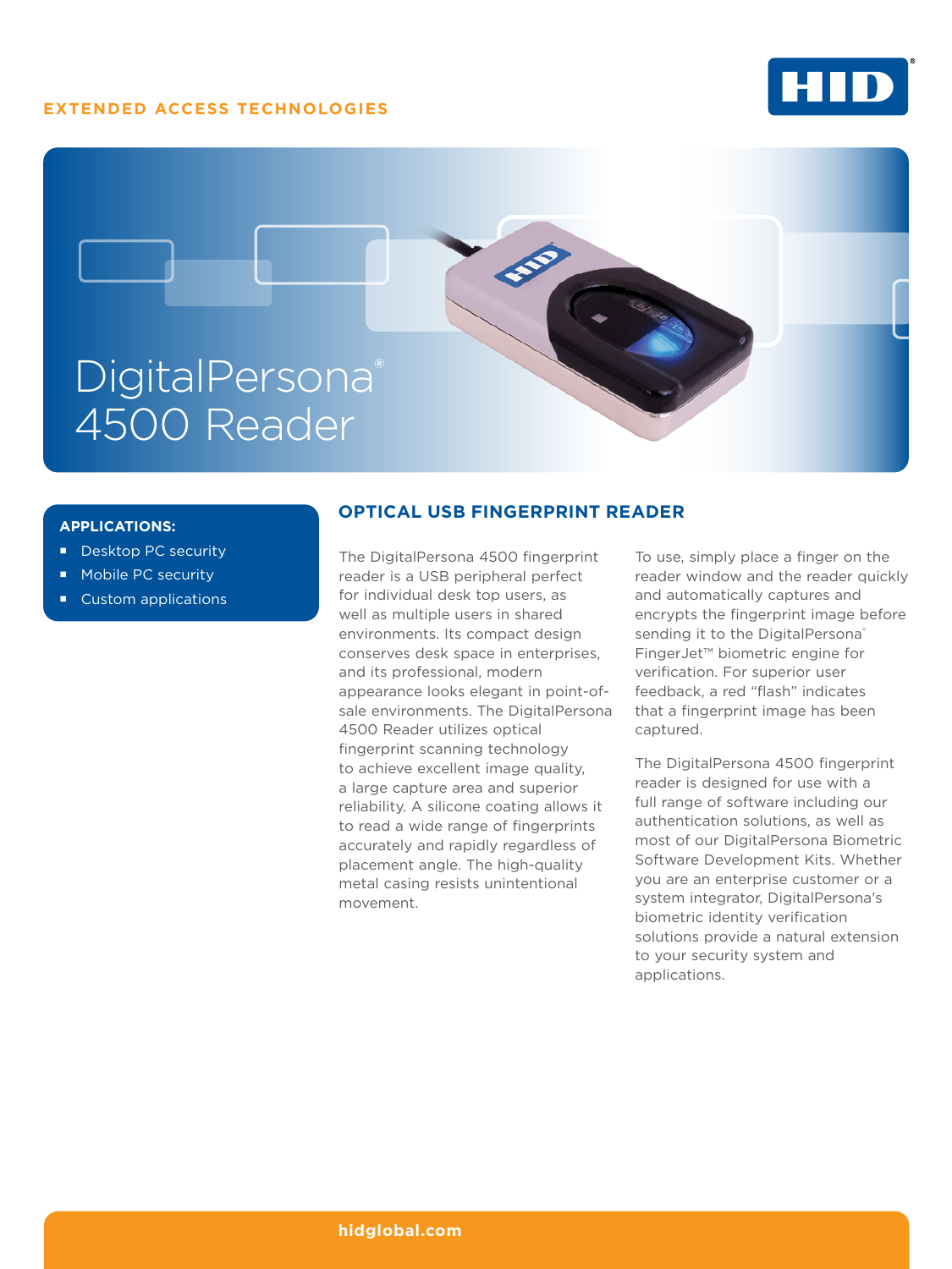EXTENDED ACCESS TECHNOLOGIES

# DigitalPersona® 4500 Reader

**APPLICATIONS:**

- Desktop PC security
- Mobile PC security
- Custom applications

## OPTICAL USB FINGERPRINT READER

The DigitalPersona 4500 fingerprint reader is a USB peripheral perfect for individual desk top users, as well as multiple users in shared environments. Its compact design conserves desk space in enterprises, and its professional, modern appearance looks elegant in point-of-sale environments. The DigitalPersona 4500 Reader utilizes optical fingerprint scanning technology to achieve excellent image quality, a large capture area and superior reliability. A silicone coating allows it to read a wide range of fingerprints accurately and rapidly regardless of placement angle. The high-quality metal casing resists unintentional movement.

To use, simply place a finger on the reader window and the reader quickly and automatically captures and encrypts the fingerprint image before sending it to the DigitalPersona® FingerJet™ biometric engine for verification. For superior user feedback, a red "flash" indicates that a fingerprint image has been captured.

The DigitalPersona 4500 fingerprint reader is designed for use with a full range of software including our authentication solutions, as well as most of our DigitalPersona Biometric Software Development Kits. Whether you are an enterprise customer or a system integrator, DigitalPersona's biometric identity verification solutions provide a natural extension to your security system and applications.

hidglobal.com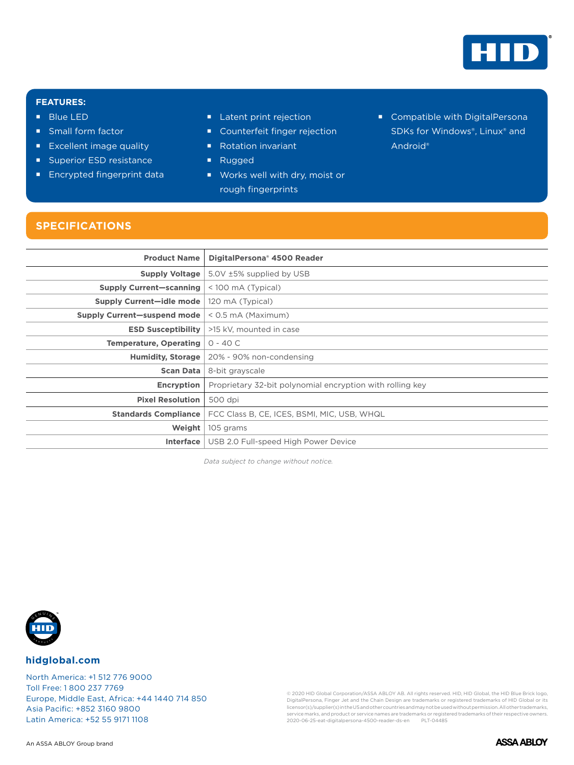## FEATURES:

- Blue LED
- Small form factor
- Excellent image quality
- Superior ESD resistance
- Encrypted fingerprint data
- Latent print rejection
- Counterfeit finger rejection
- Rotation invariant
- Rugged
- Works well with dry, moist or rough fingerprints
- Compatible with DigitalPersona SDKs for Windows®, Linux® and Android®

## SPECIFICATIONS

| | |
|---|---|
| **Product Name** | **DigitalPersona® 4500 Reader** |
| **Supply Voltage** | 5.0V ±5% supplied by USB |
| **Supply Current—scanning** | < 100 mA (Typical) |
| **Supply Current—idle mode** | 120 mA (Typical) |
| **Supply Current—suspend mode** | < 0.5 mA (Maximum) |
| **ESD Susceptibility** | >15 kV, mounted in case |
| **Temperature, Operating** | 0 - 40 C |
| **Humidity, Storage** | 20% - 90% non-condensing |
| **Scan Data** | 8-bit grayscale |
| **Encryption** | Proprietary 32-bit polynomial encryption with rolling key |
| **Pixel Resolution** | 500 dpi |
| **Standards Compliance** | FCC Class B, CE, ICES, BSMI, MIC, USB, WHQL |
| **Weight** | 105 grams |
| **Interface** | USB 2.0 Full-speed High Power Device |

*Data subject to change without notice.*

**hidglobal.com**

North America: +1 512 776 9000
Toll Free: 1 800 237 7769
Europe, Middle East, Africa: +44 1440 714 850
Asia Pacific: +852 3160 9800
Latin America: +52 55 9171 1108

© 2020 HID Global Corporation/ASSA ABLOY AB. All rights reserved. HID, HID Global, the HID Blue Brick logo, DigitalPersona, Finger Jet and the Chain Design are trademarks or registered trademarks of HID Global or its licensor(s)/supplier(s) in the US and other countries and may not be used without permission. All other trademarks, service marks, and product or service names are trademarks or registered trademarks of their respective owners.
2020-06-25-eat-digitalpersona-4500-reader-ds-en PLT-04485

An ASSA ABLOY Group brand